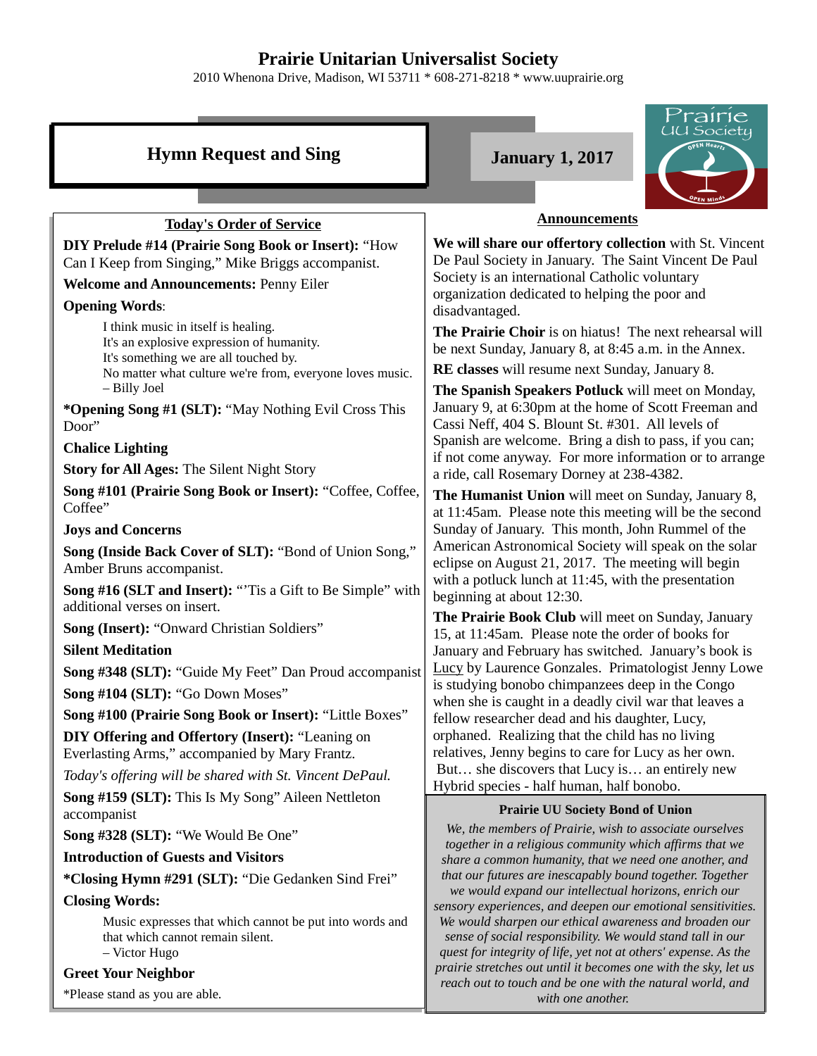# Prairie Unitarian Universalist Society

2010 Whenona Drive, Madison, WI 53711 * 608-271-8218 * www.uuprairie.org

## Hymn Request and Sing

**January 1, 2017**

### Today's Order of Service

**DIY Prelude #14 (Prairie Song Book or Insert):** "How Can I Keep from Singing," Mike Briggs accompanist.

**Welcome and Announcements:** Penny Eiler

**Opening Words**:

> I think music in itself is healing.
> It's an explosive expression of humanity.
> It's something we are all touched by.
> No matter what culture we're from, everyone loves music.
> – Billy Joel

***Opening Song #1 (SLT):** "May Nothing Evil Cross This Door"

**Chalice Lighting**

**Story for All Ages:** The Silent Night Story

**Song #101 (Prairie Song Book or Insert):** "Coffee, Coffee, Coffee"

**Joys and Concerns**

**Song (Inside Back Cover of SLT):** "Bond of Union Song," Amber Bruns accompanist.

**Song #16 (SLT and Insert):** "'Tis a Gift to Be Simple" with additional verses on insert.

**Song (Insert):** "Onward Christian Soldiers"

**Silent Meditation**

**Song #348 (SLT):** "Guide My Feet" Dan Proud accompanist

**Song #104 (SLT):** "Go Down Moses"

**Song #100 (Prairie Song Book or Insert):** "Little Boxes"

**DIY Offering and Offertory (Insert):** "Leaning on Everlasting Arms," accompanied by Mary Frantz.

*Today's offering will be shared with St. Vincent DePaul.*

**Song #159 (SLT):** This Is My Song" Aileen Nettleton accompanist

**Song #328 (SLT):** "We Would Be One"

**Introduction of Guests and Visitors**

***Closing Hymn #291 (SLT):** "Die Gedanken Sind Frei"

**Closing Words:**

> Music expresses that which cannot be put into words and that which cannot remain silent.
> – Victor Hugo

**Greet Your Neighbor**

*Please stand as you are able.

### Announcements

**We will share our offertory collection** with St. Vincent De Paul Society in January. The Saint Vincent De Paul Society is an international Catholic voluntary organization dedicated to helping the poor and disadvantaged.

**The Prairie Choir** is on hiatus! The next rehearsal will be next Sunday, January 8, at 8:45 a.m. in the Annex.

**RE classes** will resume next Sunday, January 8.

**The Spanish Speakers Potluck** will meet on Monday, January 9, at 6:30pm at the home of Scott Freeman and Cassi Neff, 404 S. Blount St. #301. All levels of Spanish are welcome. Bring a dish to pass, if you can; if not come anyway. For more information or to arrange a ride, call Rosemary Dorney at 238-4382.

**The Humanist Union** will meet on Sunday, January 8, at 11:45am. Please note this meeting will be the second Sunday of January. This month, John Rummel of the American Astronomical Society will speak on the solar eclipse on August 21, 2017. The meeting will begin with a potluck lunch at 11:45, with the presentation beginning at about 12:30.

**The Prairie Book Club** will meet on Sunday, January 15, at 11:45am. Please note the order of books for January and February has switched. January's book is Lucy by Laurence Gonzales. Primatologist Jenny Lowe is studying bonobo chimpanzees deep in the Congo when she is caught in a deadly civil war that leaves a fellow researcher dead and his daughter, Lucy, orphaned. Realizing that the child has no living relatives, Jenny begins to care for Lucy as her own. But… she discovers that Lucy is… an entirely new Hybrid species - half human, half bonobo.

### Prairie UU Society Bond of Union

*We, the members of Prairie, wish to associate ourselves together in a religious community which affirms that we share a common humanity, that we need one another, and that our futures are inescapably bound together. Together we would expand our intellectual horizons, enrich our sensory experiences, and deepen our emotional sensitivities. We would sharpen our ethical awareness and broaden our sense of social responsibility. We would stand tall in our quest for integrity of life, yet not at others' expense. As the prairie stretches out until it becomes one with the sky, let us reach out to touch and be one with the natural world, and with one another.*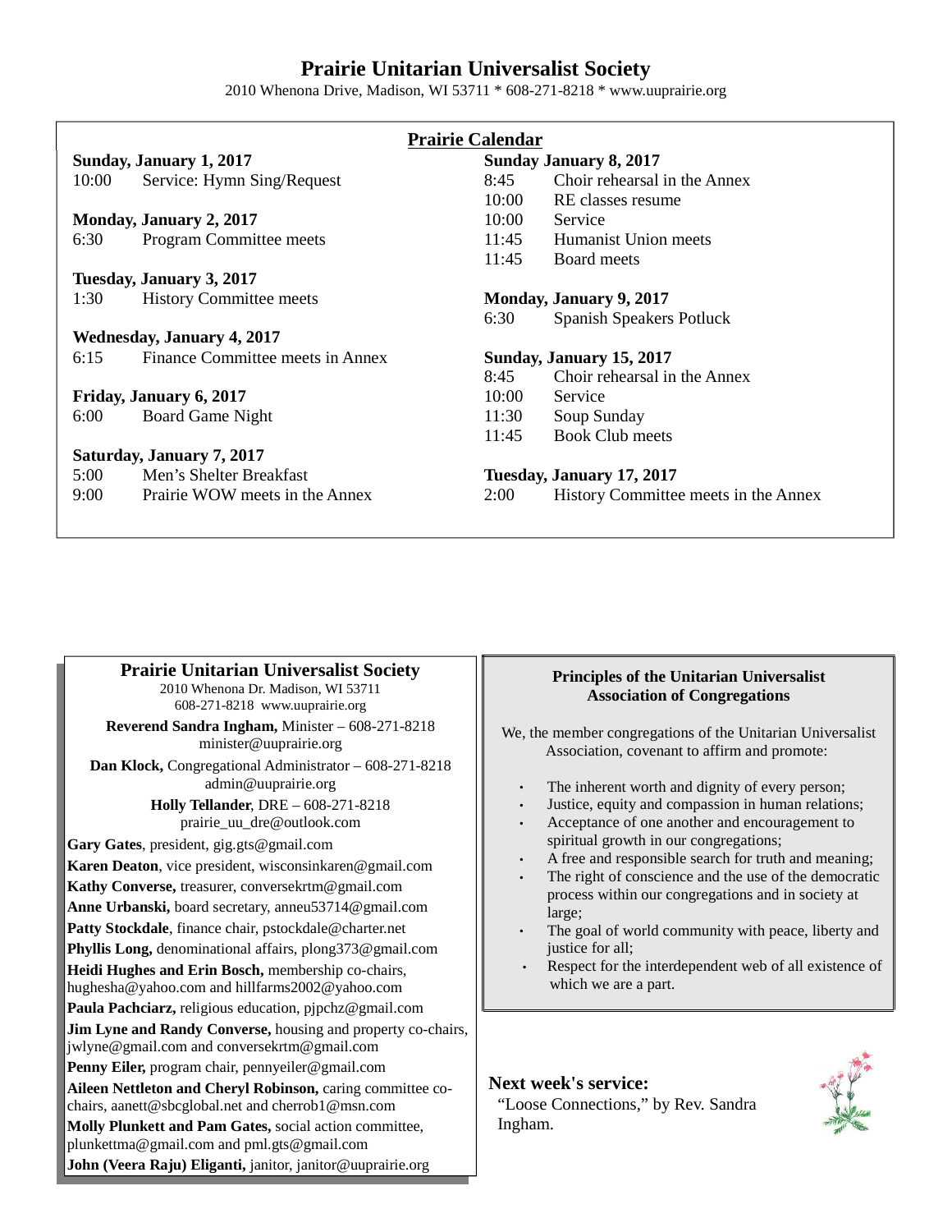# Prairie Unitarian Universalist Society

2010 Whenona Drive, Madison, WI 53711 * 608-271-8218 * www.uuprairie.org

## Prairie Calendar

**Sunday, January 1, 2017**
10:00 Service: Hymn Sing/Request

**Monday, January 2, 2017**
6:30 Program Committee meets

**Tuesday, January 3, 2017**
1:30 History Committee meets

**Wednesday, January 4, 2017**
6:15 Finance Committee meets in Annex

**Friday, January 6, 2017**
6:00 Board Game Night

**Saturday, January 7, 2017**
5:00 Men's Shelter Breakfast
9:00 Prairie WOW meets in the Annex

**Sunday January 8, 2017**
8:45 Choir rehearsal in the Annex
10:00 RE classes resume
10:00 Service
11:45 Humanist Union meets
11:45 Board meets

**Monday, January 9, 2017**
6:30 Spanish Speakers Potluck

**Sunday, January 15, 2017**
8:45 Choir rehearsal in the Annex
10:00 Service
11:30 Soup Sunday
11:45 Book Club meets

**Tuesday, January 17, 2017**
2:00 History Committee meets in the Annex

## Prairie Unitarian Universalist Society

2010 Whenona Dr. Madison, WI 53711
608-271-8218 www.uuprairie.org

**Reverend Sandra Ingham,** Minister – 608-271-8218
minister@uuprairie.org

**Dan Klock,** Congregational Administrator – 608-271-8218
admin@uuprairie.org

**Holly Tellander**, DRE – 608-271-8218
prairie_uu_dre@outlook.com

**Gary Gates**, president, gig.gts@gmail.com
**Karen Deaton**, vice president, wisconsinkaren@gmail.com
**Kathy Converse,** treasurer, conversekrtm@gmail.com
**Anne Urbanski,** board secretary, anneu53714@gmail.com
**Patty Stockdale**, finance chair, pstockdale@charter.net
**Phyllis Long,** denominational affairs, plong373@gmail.com
**Heidi Hughes and Erin Bosch,** membership co-chairs, hughesha@yahoo.com and hillfarms2002@yahoo.com
**Paula Pachciarz,** religious education, pjpchz@gmail.com
**Jim Lyne and Randy Converse,** housing and property co-chairs, jwlyne@gmail.com and conversekrtm@gmail.com
**Penny Eiler,** program chair, pennyeiler@gmail.com
**Aileen Nettleton and Cheryl Robinson,** caring committee co-chairs, aanett@sbcglobal.net and cherrob1@msn.com
**Molly Plunkett and Pam Gates,** social action committee, plunkettma@gmail.com and pml.gts@gmail.com
**John (Veera Raju) Eliganti,** janitor, janitor@uuprairie.org

### Principles of the Unitarian Universalist Association of Congregations

We, the member congregations of the Unitarian Universalist Association, covenant to affirm and promote:

- The inherent worth and dignity of every person;
- Justice, equity and compassion in human relations;
- Acceptance of one another and encouragement to spiritual growth in our congregations;
- A free and responsible search for truth and meaning;
- The right of conscience and the use of the democratic process within our congregations and in society at large;
- The goal of world community with peace, liberty and justice for all;
- Respect for the interdependent web of all existence of which we are a part.

**Next week's service:**
"Loose Connections," by Rev. Sandra Ingham.